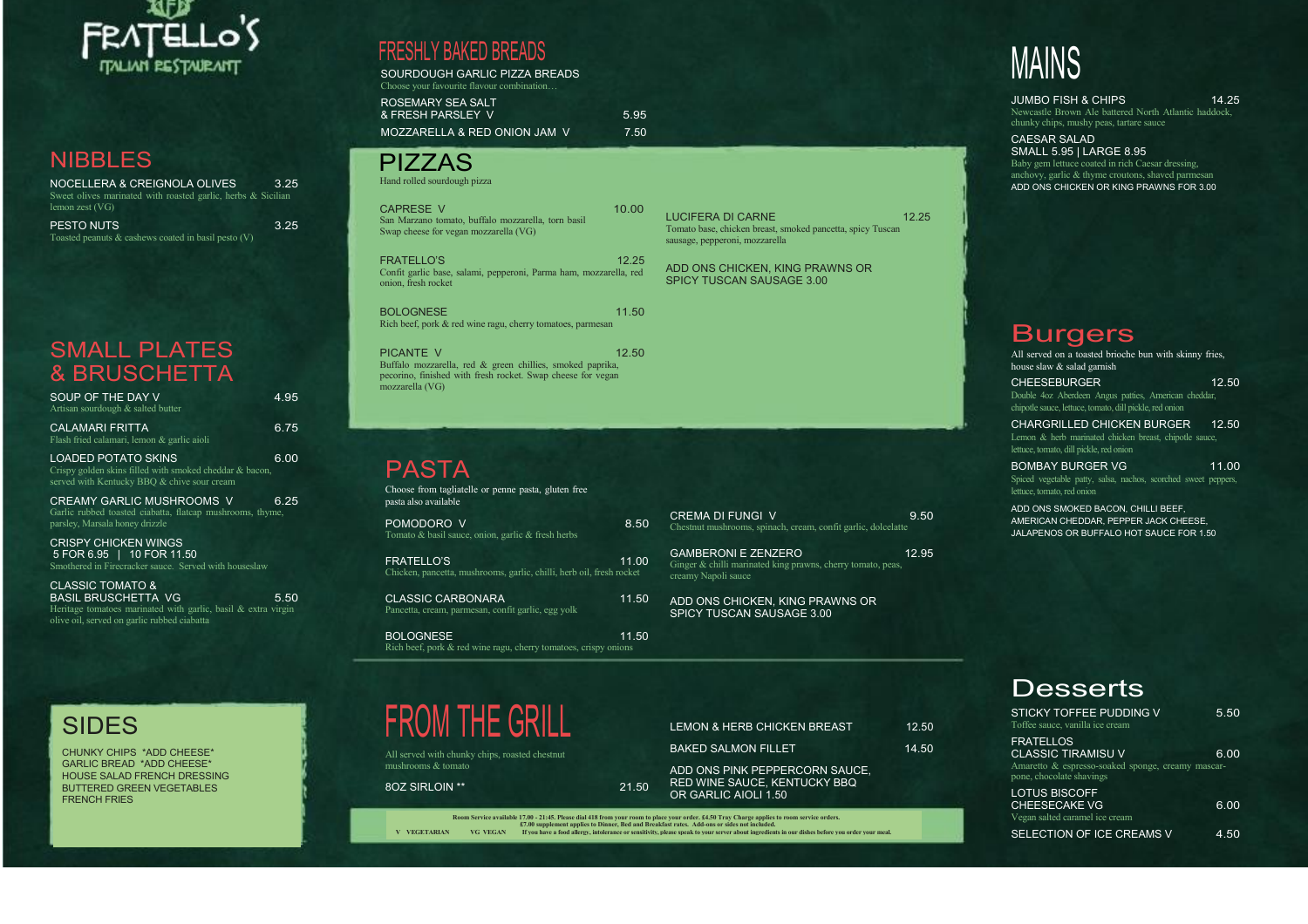# FRATELLO'S

ITALIAN RESTAURANT

## NIBBLES

**NOCELLERA & CREIGNOLA OLIVES** 3.25
Sweet olives marinated with roasted garlic, herbs & Sicilian lemon zest (VG)

**PESTO NUTS** 3.25
Toasted peanuts & cashews coated in basil pesto (V)

## SMALL PLATES & BRUSCHETTA

**SOUP OF THE DAY V** 4.95
Artisan sourdough & salted butter

**CALAMARI FRITTA** 6.75
Flash fried calamari, lemon & garlic aioli

**LOADED POTATO SKINS** 6.00
Crispy golden skins filled with smoked cheddar & bacon, served with Kentucky BBQ & chive sour cream

**CREAMY GARLIC MUSHROOMS V** 6.25
Garlic rubbed toasted ciabatta, flatcap mushrooms, thyme, parsley, Marsala honey drizzle

**CRISPY CHICKEN WINGS**
5 FOR 6.95 | 10 FOR 11.50
Smothered in Firecracker sauce. Served with houseslaw

**CLASSIC TOMATO & BASIL BRUSCHETTA VG** 5.50
Heritage tomatoes marinated with garlic, basil & extra virgin olive oil, served on garlic rubbed ciabatta

## SIDES

CHUNKY CHIPS *ADD CHEESE*
GARLIC BREAD *ADD CHEESE*
HOUSE SALAD FRENCH DRESSING
BUTTERED GREEN VEGETABLES
FRENCH FRIES

## FRESHLY BAKED BREADS

**SOURDOUGH GARLIC PIZZA BREADS**
Choose your favourite flavour combination…

**ROSEMARY SEA SALT & FRESH PARSLEY V** 5.95

**MOZZARELLA & RED ONION JAM V** 7.50

## PIZZAS

Hand rolled sourdough pizza

**CAPRESE V** 10.00
San Marzano tomato, buffalo mozzarella, torn basil
Swap cheese for vegan mozzarella (VG)

**FRATELLO'S** 12.25
Confit garlic base, salami, pepperoni, Parma ham, mozzarella, red onion, fresh rocket

**BOLOGNESE** 11.50
Rich beef, pork & red wine ragu, cherry tomatoes, parmesan

**PICANTE V** 12.50
Buffalo mozzarella, red & green chillies, smoked paprika, pecorino, finished with fresh rocket. Swap cheese for vegan mozzarella (VG)

**LUCIFERA DI CARNE** 12.25
Tomato base, chicken breast, smoked pancetta, spicy Tuscan sausage, pepperoni, mozzarella

ADD ONS CHICKEN, KING PRAWNS OR SPICY TUSCAN SAUSAGE 3.00

## PASTA

Choose from tagliatelle or penne pasta, gluten free pasta also available

**POMODORO V** 8.50
Tomato & basil sauce, onion, garlic & fresh herbs

**FRATELLO'S** 11.00
Chicken, pancetta, mushrooms, garlic, chilli, herb oil, fresh rocket

**CLASSIC CARBONARA** 11.50
Pancetta, cream, parmesan, confit garlic, egg yolk

**BOLOGNESE** 11.50
Rich beef, pork & red wine ragu, cherry tomatoes, crispy onions

**CREMA DI FUNGI V** 9.50
Chestnut mushrooms, spinach, cream, confit garlic, dolcelatte

**GAMBERONI E ZENZERO** 12.95
Ginger & chilli marinated king prawns, cherry tomato, peas, creamy Napoli sauce

ADD ONS CHICKEN, KING PRAWNS OR SPICY TUSCAN SAUSAGE 3.00

## FROM THE GRILL

All served with chunky chips, roasted chestnut mushrooms & tomato

**8OZ SIRLOIN \*\*** 21.50

**LEMON & HERB CHICKEN BREAST** 12.50

**BAKED SALMON FILLET** 14.50

ADD ONS PINK PEPPERCORN SAUCE, RED WINE SAUCE, KENTUCKY BBQ OR GARLIC AIOLI 1.50

Room Service available 17.00 - 21:45. Please dial 418 from your room to place your order. £4.50 Tray Charge applies to room service orders.
£7.00 supplement applies to Dinner, Bed and Breakfast rates. Add-ons or sides not included.
V VEGETARIAN VG VEGAN If you have a food allergy, intolerance or sensitivity, please speak to your server about ingredients in our dishes before you order your meal.

## MAINS

**JUMBO FISH & CHIPS** 14.25
Newcastle Brown Ale battered North Atlantic haddock, chunky chips, mushy peas, tartare sauce

**CAESAR SALAD**
SMALL 5.95 | LARGE 8.95
Baby gem lettuce coated in rich Caesar dressing, anchovy, garlic & thyme croutons, shaved parmesan
ADD ONS CHICKEN OR KING PRAWNS FOR 3.00

## Burgers

All served on a toasted brioche bun with skinny fries, house slaw & salad garnish

**CHEESEBURGER** 12.50
Double 4oz Aberdeen Angus patties, American cheddar, chipotle sauce, lettuce, tomato, dill pickle, red onion

**CHARGRILLED CHICKEN BURGER** 12.50
Lemon & herb marinated chicken breast, chipotle sauce, lettuce, tomato, dill pickle, red onion

**BOMBAY BURGER VG** 11.00
Spiced vegetable patty, salsa, nachos, scorched sweet peppers, lettuce, tomato, red onion

ADD ONS SMOKED BACON, CHILLI BEEF, AMERICAN CHEDDAR, PEPPER JACK CHEESE, JALAPENOS OR BUFFALO HOT SAUCE FOR 1.50

## Desserts

**STICKY TOFFEE PUDDING V** 5.50
Toffee sauce, vanilla ice cream

**FRATELLOS CLASSIC TIRAMISU V** 6.00
Amaretto & espresso-soaked sponge, creamy mascarpone, chocolate shavings

**LOTUS BISCOFF CHEESECAKE VG** 6.00
Vegan salted caramel ice cream

**SELECTION OF ICE CREAMS V** 4.50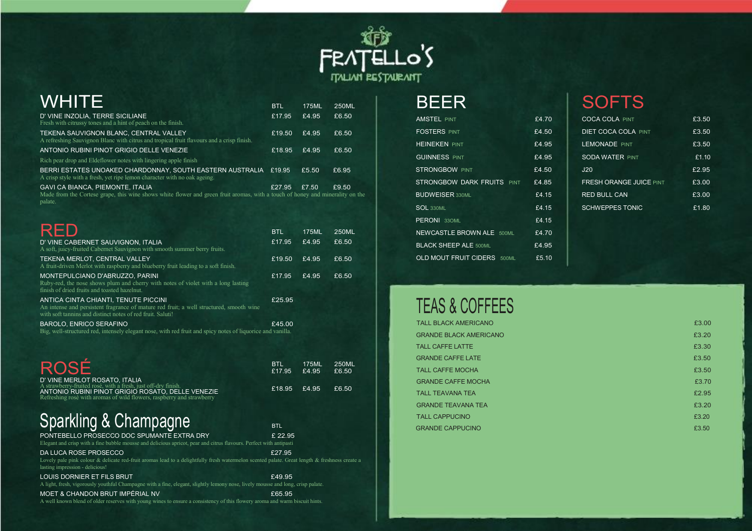# FRATELLO'S

ITALIAN RESTAURANT

## WHITE

| | BTL | 175ML | 250ML |
|---|---|---|---|
| D' VINE INZOLIA, TERRE SICILIANE<br>Fresh with citrussy tones and a hint of peach on the finish. | £17.95 | £4.95 | £6.50 |
| TEKENA SAUVIGNON BLANC, CENTRAL VALLEY<br>A refreshing Sauvignon Blanc with citrus and tropical fruit flavours and a crisp finish. | £19.50 | £4.95 | £6.50 |
| ANTONIO RUBINI PINOT GRIGIO DELLE VENEZIE<br>Rich pear drop and Eldeflower notes with lingering apple finish | £18.95 | £4.95 | £6.50 |
| BERRI ESTATES UNOAKED CHARDONNAY, SOUTH EASTERN AUSTRALIA<br>A crisp style with a fresh, yet ripe lemon character with no oak ageing. | £19.95 | £5.50 | £6.95 |
| GAVI CA BIANCA, PIEMONTE, ITALIA<br>Made from the Cortese grape, this wine shows white flower and green fruit aromas, with a touch of honey and minerality on the palate. | £27.95 | £7.50 | £9.50 |

## RED

| | BTL | 175ML | 250ML |
|---|---|---|---|
| D' VINE CABERNET SAUVIGNON, ITALIA<br>A soft, juicy-fruited Cabernet Sauvignon with smooth summer berry fruits. | £17.95 | £4.95 | £6.50 |
| TEKENA MERLOT, CENTRAL VALLEY<br>A fruit-driven Merlot with raspberry and blueberry fruit leading to a soft finish. | £19.50 | £4.95 | £6.50 |
| MONTEPULCIANO D'ABRUZZO, PARINI<br>Ruby-red, the nose shows plum and cherry with notes of violet with a long lasting finish of dried fruits and toasted hazelnut. | £17.95 | £4.95 | £6.50 |
| ANTICA CINTA CHIANTI, TENUTE PICCINI<br>An intense and persistent fragrance of mature red fruit; a well structured, smooth wine with soft tannins and distinct notes of red fruit. Saluti! | £25.95 | | |
| BAROLO, ENRICO SERAFINO<br>Big, well-structured red, intensely elegant nose, with red fruit and spicy notes of liquorice and vanilla. | £45.00 | | |

## ROSÉ

| | BTL | 175ML | 250ML |
|---|---|---|---|
| D' VINE MERLOT ROSATO, ITALIA<br>A strawberry-fruited rosé, with a fresh, just off-dry finish. | £17.95 | £4.95 | £6.50 |
| ANTONIO RUBINI PINOT GRIGIO ROSATO, DELLE VENEZIE<br>Refreshing rosé with aromas of wild flowers, raspberry and strawberry | £18.95 | £4.95 | £6.50 |

## Sparkling & Champagne

| | BTL |
|---|---|
| PONTEBELLO PROSECCO DOC SPUMANTE EXTRA DRY<br>Elegant and crisp with a fine bubble mousse and delicious apricot, pear and citrus flavours. Perfect with antipasti | £ 22.95 |
| DA LUCA ROSE PROSECCO<br>Lovely pale pink colour & delicate red-fruit aromas lead to a delightfully fresh watermelon scented palate. Great length & freshness create a lasting impression - delicious! | £27.95 |
| LOUIS DORNIER ET FILS BRUT<br>A light, fresh, vigorously youthful Champagne with a fine, elegant, slightly lemony nose, lively mousse and long, crisp palate. | £49.95 |
| MOET & CHANDON BRUT IMPÉRIAL NV<br>A well known blend of older reserves with young wines to ensure a consistency of this flowery aroma and warm biscuit hints. | £65.95 |

## BEER

| | |
|---|---|
| AMSTEL PINT | £4.70 |
| FOSTERS PINT | £4.50 |
| HEINEKEN PINT | £4.95 |
| GUINNESS PINT | £4.95 |
| STRONGBOW PINT | £4.50 |
| STRONGBOW DARK FRUITS PINT | £4.85 |
| BUDWEISER 330ML | £4.15 |
| SOL 330ML | £4.15 |
| PERONI 330ML | £4.15 |
| NEWCASTLE BROWN ALE 500ML | £4.70 |
| BLACK SHEEP ALE 500ML | £4.95 |
| OLD MOUT FRUIT CIDERS 500ML | £5.10 |

## SOFTS

| | |
|---|---|
| COCA COLA PINT | £3.50 |
| DIET COCA COLA PINT | £3.50 |
| LEMONADE PINT | £3.50 |
| SODA WATER PINT | £1.10 |
| J20 | £2.95 |
| FRESH ORANGE JUICE PINT | £3.00 |
| RED BULL CAN | £3.00 |
| SCHWEPPES TONIC | £1.80 |

## TEAS & COFFEES

| | |
|---|---|
| TALL BLACK AMERICANO | £3.00 |
| GRANDE BLACK AMERICANO | £3.20 |
| TALL CAFFE LATTE | £3.30 |
| GRANDE CAFFE LATE | £3.50 |
| TALL CAFFE MOCHA | £3.50 |
| GRANDE CAFFE MOCHA | £3.70 |
| TALL TEAVANA TEA | £2.95 |
| GRANDE TEAVANA TEA | £3.20 |
| TALL CAPPUCINO | £3.20 |
| GRANDE CAPPUCINO | £3.50 |